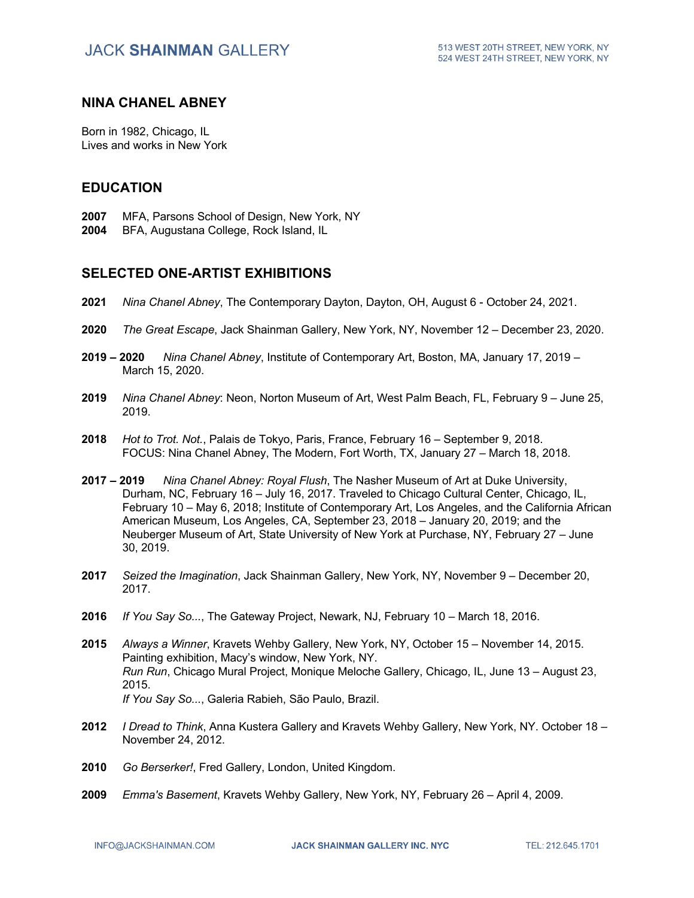# NINA CHANEL ABNEY

Born in 1982, Chicago, IL
Lives and works in New York

## EDUCATION

**2007** MFA, Parsons School of Design, New York, NY
**2004** BFA, Augustana College, Rock Island, IL

## SELECTED ONE-ARTIST EXHIBITIONS

**2021** *Nina Chanel Abney*, The Contemporary Dayton, Dayton, OH, August 6 - October 24, 2021.

**2020** *The Great Escape*, Jack Shainman Gallery, New York, NY, November 12 – December 23, 2020.

**2019 – 2020** *Nina Chanel Abney*, Institute of Contemporary Art, Boston, MA, January 17, 2019 – March 15, 2020.

**2019** *Nina Chanel Abney*: Neon, Norton Museum of Art, West Palm Beach, FL, February 9 – June 25, 2019.

**2018** *Hot to Trot. Not.*, Palais de Tokyo, Paris, France, February 16 – September 9, 2018.
FOCUS: Nina Chanel Abney, The Modern, Fort Worth, TX, January 27 – March 18, 2018.

**2017 – 2019** *Nina Chanel Abney: Royal Flush*, The Nasher Museum of Art at Duke University, Durham, NC, February 16 – July 16, 2017. Traveled to Chicago Cultural Center, Chicago, IL, February 10 – May 6, 2018; Institute of Contemporary Art, Los Angeles, and the California African American Museum, Los Angeles, CA, September 23, 2018 – January 20, 2019; and the Neuberger Museum of Art, State University of New York at Purchase, NY, February 27 – June 30, 2019.

**2017** *Seized the Imagination*, Jack Shainman Gallery, New York, NY, November 9 – December 20, 2017.

**2016** *If You Say So...*, The Gateway Project, Newark, NJ, February 10 – March 18, 2016.

**2015** *Always a Winner*, Kravets Wehby Gallery, New York, NY, October 15 – November 14, 2015.
Painting exhibition, Macy's window, New York, NY.
*Run Run*, Chicago Mural Project, Monique Meloche Gallery, Chicago, IL, June 13 – August 23, 2015.
*If You Say So...*, Galeria Rabieh, São Paulo, Brazil.

**2012** *I Dread to Think*, Anna Kustera Gallery and Kravets Wehby Gallery, New York, NY. October 18 – November 24, 2012.

**2010** *Go Berserker!*, Fred Gallery, London, United Kingdom.

**2009** *Emma's Basement*, Kravets Wehby Gallery, New York, NY, February 26 – April 4, 2009.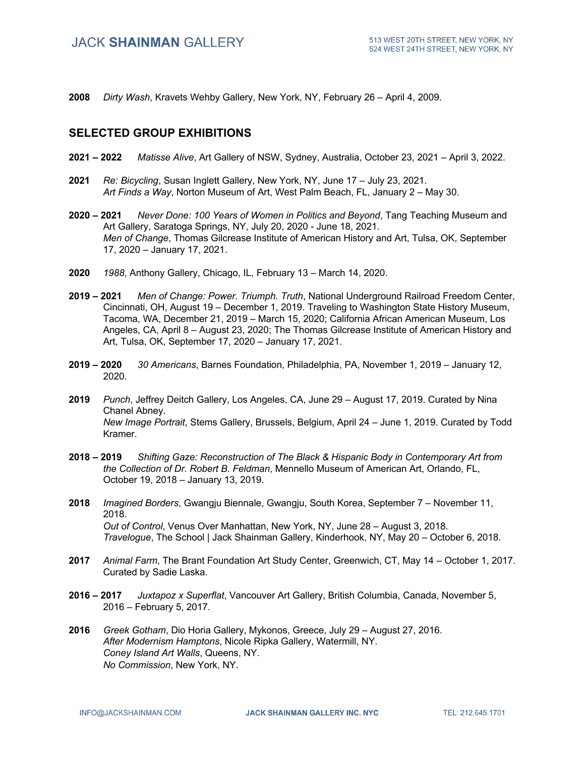**2008** *Dirty Wash*, Kravets Wehby Gallery, New York, NY, February 26 – April 4, 2009.

## SELECTED GROUP EXHIBITIONS

**2021 – 2022** *Matisse Alive*, Art Gallery of NSW, Sydney, Australia, October 23, 2021 – April 3, 2022.

**2021** *Re: Bicycling*, Susan Inglett Gallery, New York, NY, June 17 – July 23, 2021.
*Art Finds a Way*, Norton Museum of Art, West Palm Beach, FL, January 2 – May 30.

**2020 – 2021** *Never Done: 100 Years of Women in Politics and Beyond*, Tang Teaching Museum and Art Gallery, Saratoga Springs, NY, July 20, 2020 - June 18, 2021.
*Men of Change*, Thomas Gilcrease Institute of American History and Art, Tulsa, OK, September 17, 2020 – January 17, 2021.

**2020** *1988*, Anthony Gallery, Chicago, IL, February 13 – March 14, 2020.

**2019 – 2021** *Men of Change: Power. Triumph. Truth*, National Underground Railroad Freedom Center, Cincinnati, OH, August 19 – December 1, 2019. Traveling to Washington State History Museum, Tacoma, WA, December 21, 2019 – March 15, 2020; California African American Museum, Los Angeles, CA, April 8 – August 23, 2020; The Thomas Gilcrease Institute of American History and Art, Tulsa, OK, September 17, 2020 – January 17, 2021.

**2019 – 2020** *30 Americans*, Barnes Foundation, Philadelphia, PA, November 1, 2019 – January 12, 2020.

**2019** *Punch*, Jeffrey Deitch Gallery, Los Angeles, CA, June 29 – August 17, 2019. Curated by Nina Chanel Abney.
*New Image Portrait*, Stems Gallery, Brussels, Belgium, April 24 – June 1, 2019. Curated by Todd Kramer.

**2018 – 2019** *Shifting Gaze: Reconstruction of The Black & Hispanic Body in Contemporary Art from the Collection of Dr. Robert B. Feldman*, Mennello Museum of American Art, Orlando, FL, October 19, 2018 – January 13, 2019.

**2018** *Imagined Borders*, Gwangju Biennale, Gwangju, South Korea, September 7 – November 11, 2018.
*Out of Control*, Venus Over Manhattan, New York, NY, June 28 – August 3, 2018.
*Travelogue*, The School | Jack Shainman Gallery, Kinderhook, NY, May 20 – October 6, 2018.

**2017** *Animal Farm*, The Brant Foundation Art Study Center, Greenwich, CT, May 14 – October 1, 2017. Curated by Sadie Laska.

**2016 – 2017** *Juxtapoz x Superflat*, Vancouver Art Gallery, British Columbia, Canada, November 5, 2016 – February 5, 2017.

**2016** *Greek Gotham*, Dio Horia Gallery, Mykonos, Greece, July 29 – August 27, 2016.
*After Modernism Hamptons*, Nicole Ripka Gallery, Watermill, NY.
*Coney Island Art Walls*, Queens, NY.
*No Commission*, New York, NY.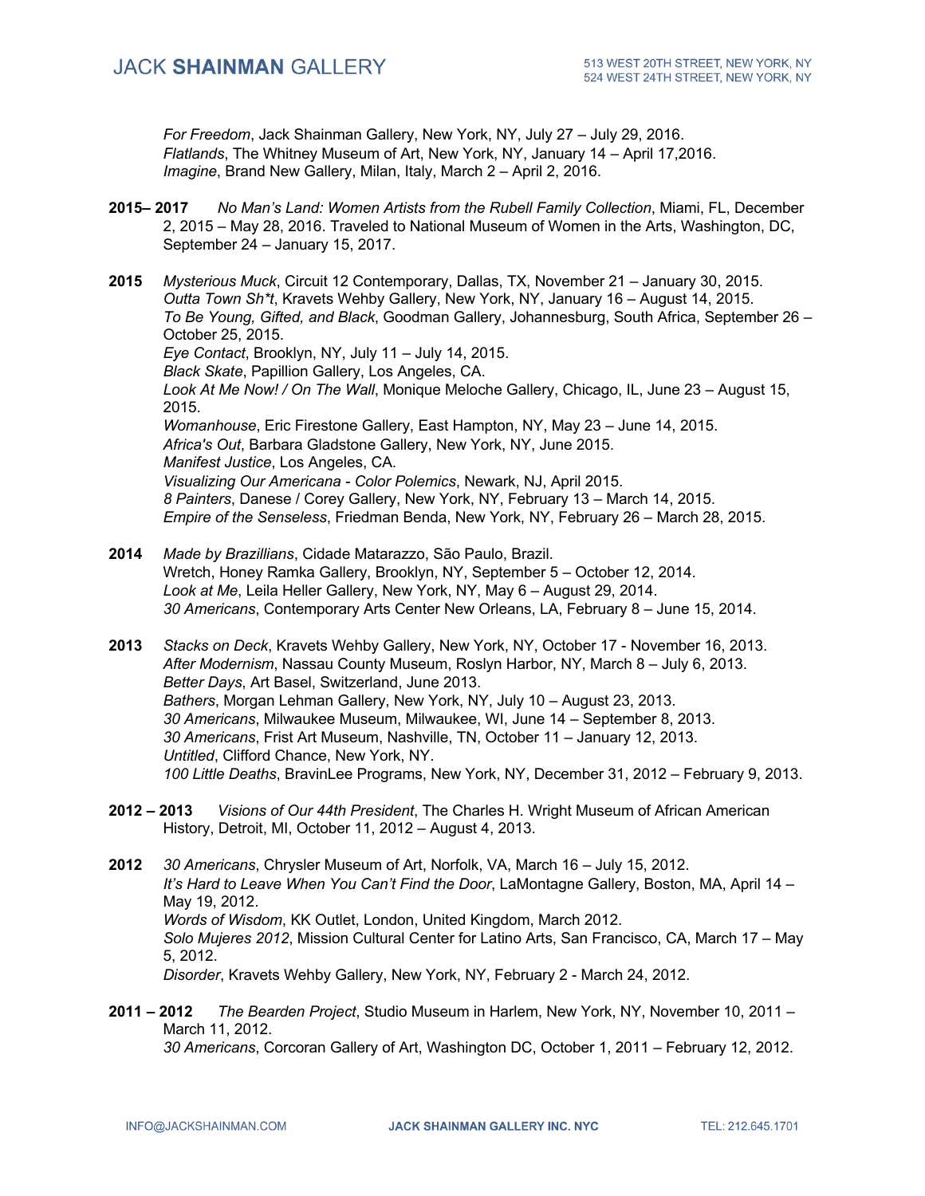*For Freedom*, Jack Shainman Gallery, New York, NY, July 27 – July 29, 2016.
*Flatlands*, The Whitney Museum of Art, New York, NY, January 14 – April 17,2016.
*Imagine*, Brand New Gallery, Milan, Italy, March 2 – April 2, 2016.

**2015– 2017** *No Man's Land: Women Artists from the Rubell Family Collection*, Miami, FL, December 2, 2015 – May 28, 2016. Traveled to National Museum of Women in the Arts, Washington, DC, September 24 – January 15, 2017.

**2015** *Mysterious Muck*, Circuit 12 Contemporary, Dallas, TX, November 21 – January 30, 2015.
*Outta Town Sh*t*, Kravets Wehby Gallery, New York, NY, January 16 – August 14, 2015.
*To Be Young, Gifted, and Black*, Goodman Gallery, Johannesburg, South Africa, September 26 – October 25, 2015.
*Eye Contact*, Brooklyn, NY, July 11 – July 14, 2015.
*Black Skate*, Papillion Gallery, Los Angeles, CA.
*Look At Me Now! / On The Wall*, Monique Meloche Gallery, Chicago, IL, June 23 – August 15, 2015.
*Womanhouse*, Eric Firestone Gallery, East Hampton, NY, May 23 – June 14, 2015.
*Africa's Out*, Barbara Gladstone Gallery, New York, NY, June 2015.
*Manifest Justice*, Los Angeles, CA.
*Visualizing Our Americana - Color Polemics*, Newark, NJ, April 2015.
*8 Painters*, Danese / Corey Gallery, New York, NY, February 13 – March 14, 2015.
*Empire of the Senseless*, Friedman Benda, New York, NY, February 26 – March 28, 2015.

**2014** *Made by Brazillians*, Cidade Matarazzo, São Paulo, Brazil.
Wretch, Honey Ramka Gallery, Brooklyn, NY, September 5 – October 12, 2014.
*Look at Me*, Leila Heller Gallery, New York, NY, May 6 – August 29, 2014.
*30 Americans*, Contemporary Arts Center New Orleans, LA, February 8 – June 15, 2014.

**2013** *Stacks on Deck*, Kravets Wehby Gallery, New York, NY, October 17 - November 16, 2013.
*After Modernism*, Nassau County Museum, Roslyn Harbor, NY, March 8 – July 6, 2013.
*Better Days*, Art Basel, Switzerland, June 2013.
*Bathers*, Morgan Lehman Gallery, New York, NY, July 10 – August 23, 2013.
*30 Americans*, Milwaukee Museum, Milwaukee, WI, June 14 – September 8, 2013.
*30 Americans*, Frist Art Museum, Nashville, TN, October 11 – January 12, 2013.
*Untitled*, Clifford Chance, New York, NY.
*100 Little Deaths*, BravinLee Programs, New York, NY, December 31, 2012 – February 9, 2013.

**2012 – 2013** *Visions of Our 44th President*, The Charles H. Wright Museum of African American History, Detroit, MI, October 11, 2012 – August 4, 2013.

**2012** *30 Americans*, Chrysler Museum of Art, Norfolk, VA, March 16 – July 15, 2012.
*It's Hard to Leave When You Can't Find the Door*, LaMontagne Gallery, Boston, MA, April 14 – May 19, 2012.
*Words of Wisdom*, KK Outlet, London, United Kingdom, March 2012.
*Solo Mujeres 2012*, Mission Cultural Center for Latino Arts, San Francisco, CA, March 17 – May 5, 2012.
*Disorder*, Kravets Wehby Gallery, New York, NY, February 2 - March 24, 2012.

**2011 – 2012** *The Bearden Project*, Studio Museum in Harlem, New York, NY, November 10, 2011 – March 11, 2012.
*30 Americans*, Corcoran Gallery of Art, Washington DC, October 1, 2011 – February 12, 2012.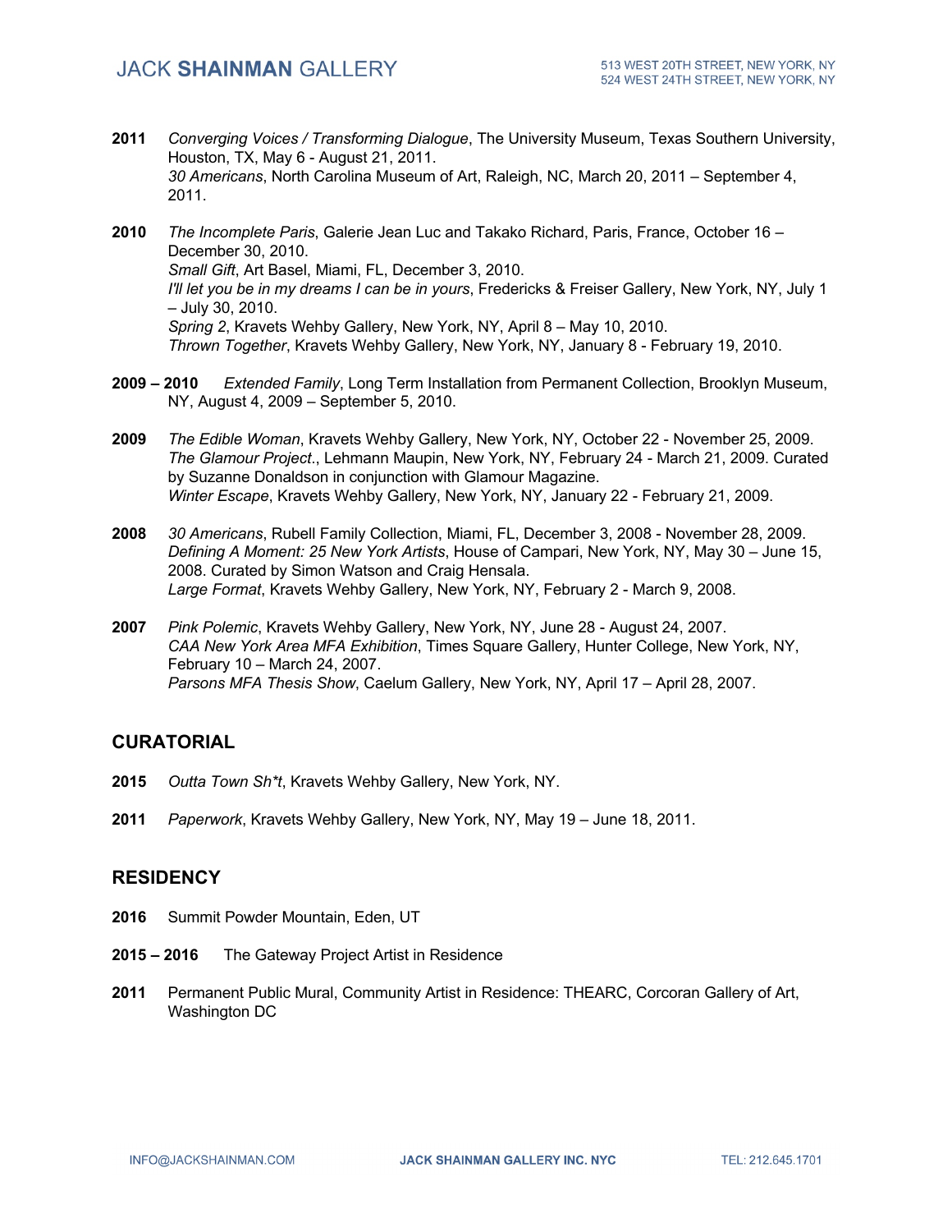**2011** *Converging Voices / Transforming Dialogue*, The University Museum, Texas Southern University, Houston, TX, May 6 - August 21, 2011.
*30 Americans*, North Carolina Museum of Art, Raleigh, NC, March 20, 2011 – September 4, 2011.

**2010** *The Incomplete Paris*, Galerie Jean Luc and Takako Richard, Paris, France, October 16 – December 30, 2010.
*Small Gift*, Art Basel, Miami, FL, December 3, 2010.
*I'll let you be in my dreams I can be in yours*, Fredericks & Freiser Gallery, New York, NY, July 1 – July 30, 2010.
*Spring 2*, Kravets Wehby Gallery, New York, NY, April 8 – May 10, 2010.
*Thrown Together*, Kravets Wehby Gallery, New York, NY, January 8 - February 19, 2010.

**2009 – 2010** *Extended Family*, Long Term Installation from Permanent Collection, Brooklyn Museum, NY, August 4, 2009 – September 5, 2010.

**2009** *The Edible Woman*, Kravets Wehby Gallery, New York, NY, October 22 - November 25, 2009.
*The Glamour Project*., Lehmann Maupin, New York, NY, February 24 - March 21, 2009. Curated by Suzanne Donaldson in conjunction with Glamour Magazine.
*Winter Escape*, Kravets Wehby Gallery, New York, NY, January 22 - February 21, 2009.

**2008** *30 Americans*, Rubell Family Collection, Miami, FL, December 3, 2008 - November 28, 2009.
*Defining A Moment: 25 New York Artists*, House of Campari, New York, NY, May 30 – June 15, 2008. Curated by Simon Watson and Craig Hensala.
*Large Format*, Kravets Wehby Gallery, New York, NY, February 2 - March 9, 2008.

**2007** *Pink Polemic*, Kravets Wehby Gallery, New York, NY, June 28 - August 24, 2007.
*CAA New York Area MFA Exhibition*, Times Square Gallery, Hunter College, New York, NY, February 10 – March 24, 2007.
*Parsons MFA Thesis Show*, Caelum Gallery, New York, NY, April 17 – April 28, 2007.

## CURATORIAL

**2015** *Outta Town Sh*t*, Kravets Wehby Gallery, New York, NY.

**2011** *Paperwork*, Kravets Wehby Gallery, New York, NY, May 19 – June 18, 2011.

## RESIDENCY

**2016** Summit Powder Mountain, Eden, UT

**2015 – 2016** The Gateway Project Artist in Residence

**2011** Permanent Public Mural, Community Artist in Residence: THEARC, Corcoran Gallery of Art, Washington DC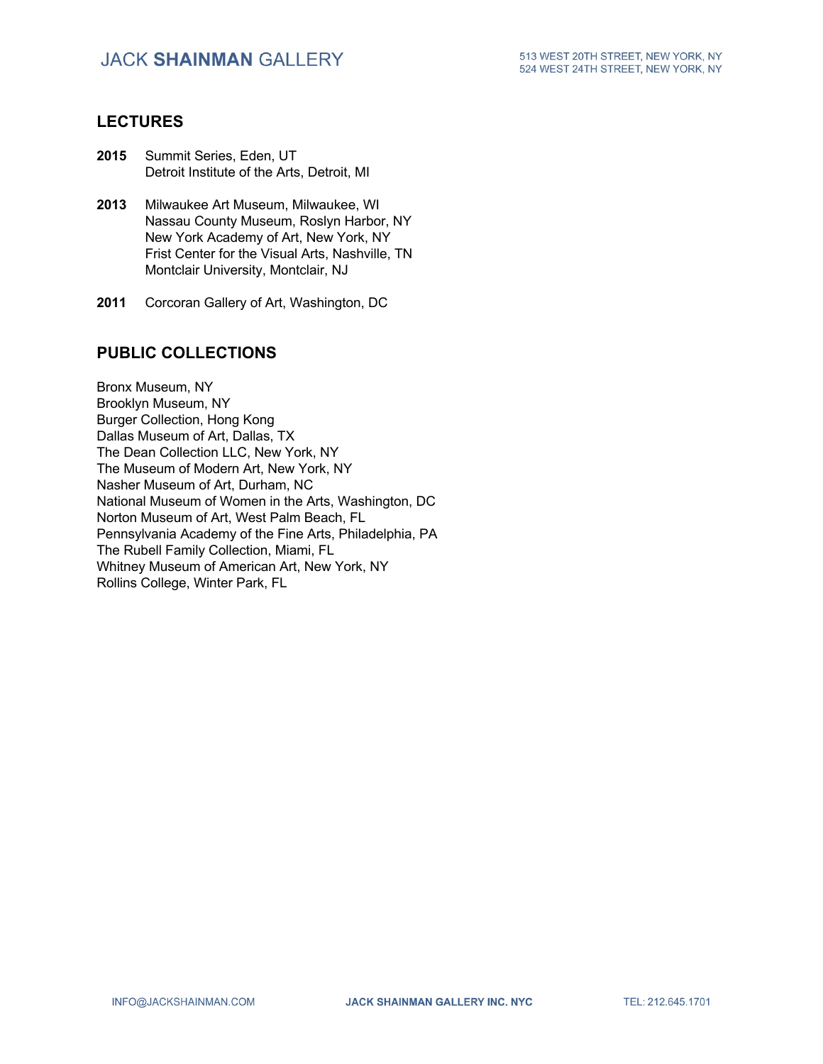## LECTURES

**2015** Summit Series, Eden, UT
Detroit Institute of the Arts, Detroit, MI

**2013** Milwaukee Art Museum, Milwaukee, WI
Nassau County Museum, Roslyn Harbor, NY
New York Academy of Art, New York, NY
Frist Center for the Visual Arts, Nashville, TN
Montclair University, Montclair, NJ

**2011** Corcoran Gallery of Art, Washington, DC

## PUBLIC COLLECTIONS

Bronx Museum, NY
Brooklyn Museum, NY
Burger Collection, Hong Kong
Dallas Museum of Art, Dallas, TX
The Dean Collection LLC, New York, NY
The Museum of Modern Art, New York, NY
Nasher Museum of Art, Durham, NC
National Museum of Women in the Arts, Washington, DC
Norton Museum of Art, West Palm Beach, FL
Pennsylvania Academy of the Fine Arts, Philadelphia, PA
The Rubell Family Collection, Miami, FL
Whitney Museum of American Art, New York, NY
Rollins College, Winter Park, FL